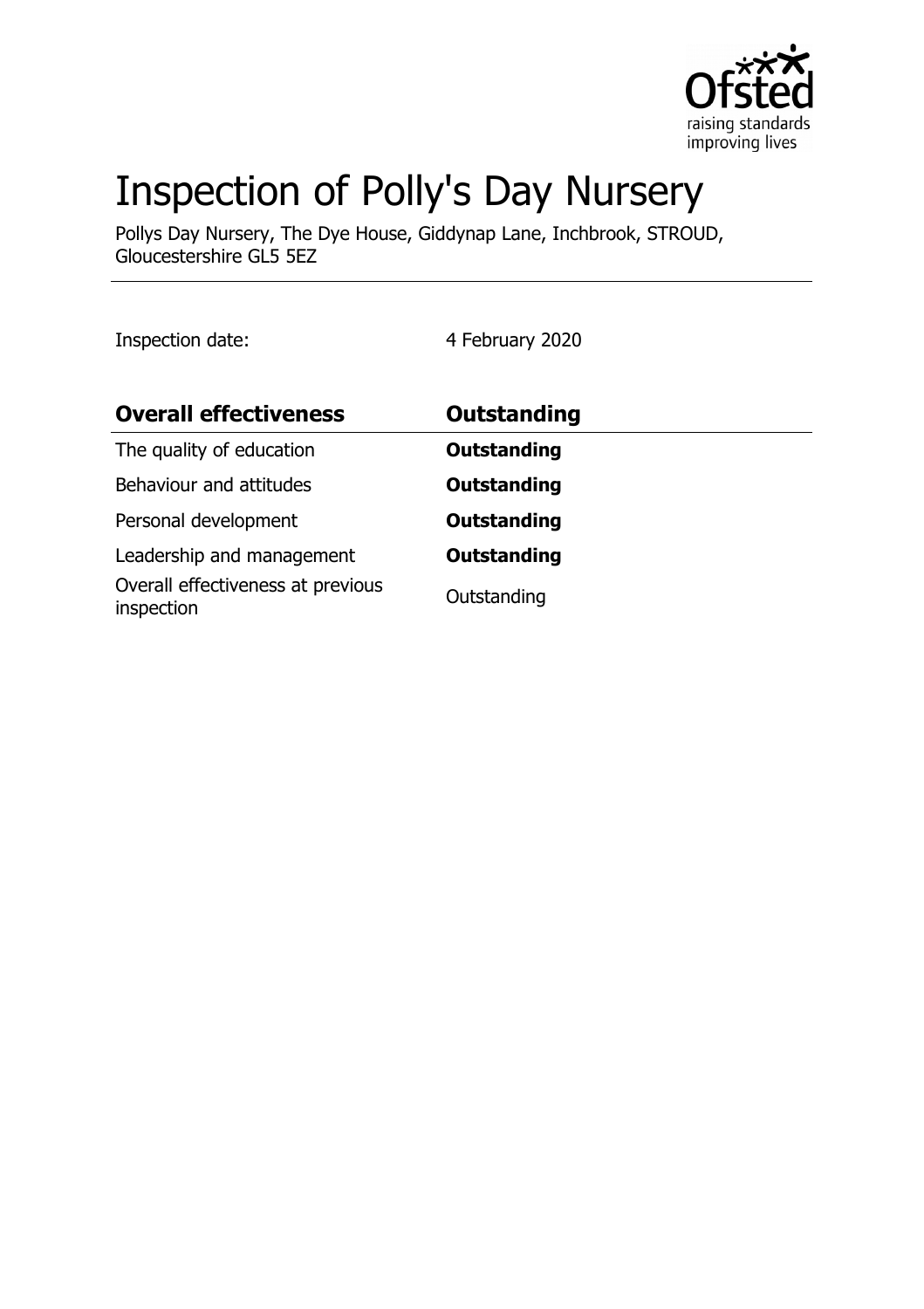# Inspection of Polly's Day Nursery

Pollys Day Nursery, The Dye House, Giddynap Lane, Inchbrook, STROUD, Gloucestershire GL5 5EZ

Inspection date: 4 February 2020

| **Overall effectiveness** | **Outstanding** |
| --- | --- |
| The quality of education | **Outstanding** |
| Behaviour and attitudes | **Outstanding** |
| Personal development | **Outstanding** |
| Leadership and management | **Outstanding** |
| Overall effectiveness at previous inspection | Outstanding |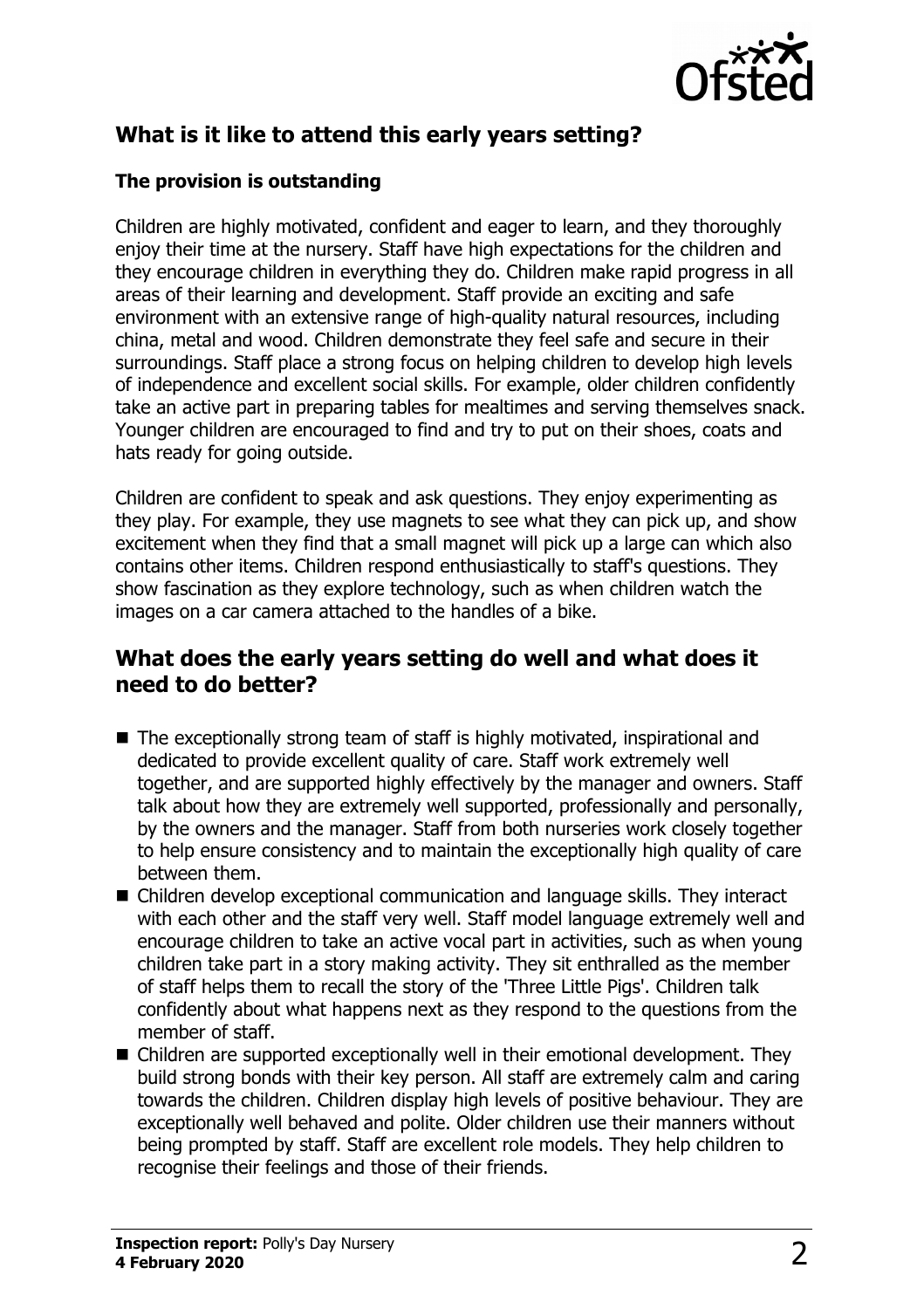## What is it like to attend this early years setting?

### The provision is outstanding

Children are highly motivated, confident and eager to learn, and they thoroughly enjoy their time at the nursery. Staff have high expectations for the children and they encourage children in everything they do. Children make rapid progress in all areas of their learning and development. Staff provide an exciting and safe environment with an extensive range of high-quality natural resources, including china, metal and wood. Children demonstrate they feel safe and secure in their surroundings. Staff place a strong focus on helping children to develop high levels of independence and excellent social skills. For example, older children confidently take an active part in preparing tables for mealtimes and serving themselves snack. Younger children are encouraged to find and try to put on their shoes, coats and hats ready for going outside.

Children are confident to speak and ask questions. They enjoy experimenting as they play. For example, they use magnets to see what they can pick up, and show excitement when they find that a small magnet will pick up a large can which also contains other items. Children respond enthusiastically to staff's questions. They show fascination as they explore technology, such as when children watch the images on a car camera attached to the handles of a bike.

## What does the early years setting do well and what does it need to do better?

- The exceptionally strong team of staff is highly motivated, inspirational and dedicated to provide excellent quality of care. Staff work extremely well together, and are supported highly effectively by the manager and owners. Staff talk about how they are extremely well supported, professionally and personally, by the owners and the manager. Staff from both nurseries work closely together to help ensure consistency and to maintain the exceptionally high quality of care between them.
- Children develop exceptional communication and language skills. They interact with each other and the staff very well. Staff model language extremely well and encourage children to take an active vocal part in activities, such as when young children take part in a story making activity. They sit enthralled as the member of staff helps them to recall the story of the 'Three Little Pigs'. Children talk confidently about what happens next as they respond to the questions from the member of staff.
- Children are supported exceptionally well in their emotional development. They build strong bonds with their key person. All staff are extremely calm and caring towards the children. Children display high levels of positive behaviour. They are exceptionally well behaved and polite. Older children use their manners without being prompted by staff. Staff are excellent role models. They help children to recognise their feelings and those of their friends.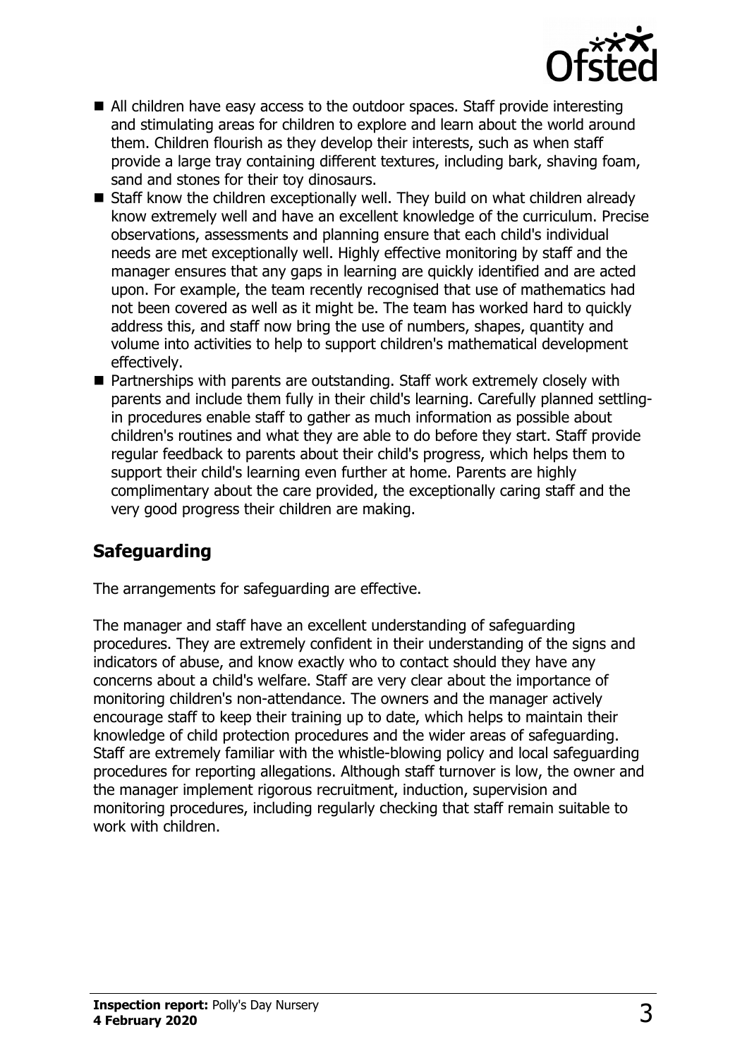- All children have easy access to the outdoor spaces. Staff provide interesting and stimulating areas for children to explore and learn about the world around them. Children flourish as they develop their interests, such as when staff provide a large tray containing different textures, including bark, shaving foam, sand and stones for their toy dinosaurs.
- Staff know the children exceptionally well. They build on what children already know extremely well and have an excellent knowledge of the curriculum. Precise observations, assessments and planning ensure that each child's individual needs are met exceptionally well. Highly effective monitoring by staff and the manager ensures that any gaps in learning are quickly identified and are acted upon. For example, the team recently recognised that use of mathematics had not been covered as well as it might be. The team has worked hard to quickly address this, and staff now bring the use of numbers, shapes, quantity and volume into activities to help to support children's mathematical development effectively.
- Partnerships with parents are outstanding. Staff work extremely closely with parents and include them fully in their child's learning. Carefully planned settling-in procedures enable staff to gather as much information as possible about children's routines and what they are able to do before they start. Staff provide regular feedback to parents about their child's progress, which helps them to support their child's learning even further at home. Parents are highly complimentary about the care provided, the exceptionally caring staff and the very good progress their children are making.

## Safeguarding

The arrangements for safeguarding are effective.

The manager and staff have an excellent understanding of safeguarding procedures. They are extremely confident in their understanding of the signs and indicators of abuse, and know exactly who to contact should they have any concerns about a child's welfare. Staff are very clear about the importance of monitoring children's non-attendance. The owners and the manager actively encourage staff to keep their training up to date, which helps to maintain their knowledge of child protection procedures and the wider areas of safeguarding. Staff are extremely familiar with the whistle-blowing policy and local safeguarding procedures for reporting allegations. Although staff turnover is low, the owner and the manager implement rigorous recruitment, induction, supervision and monitoring procedures, including regularly checking that staff remain suitable to work with children.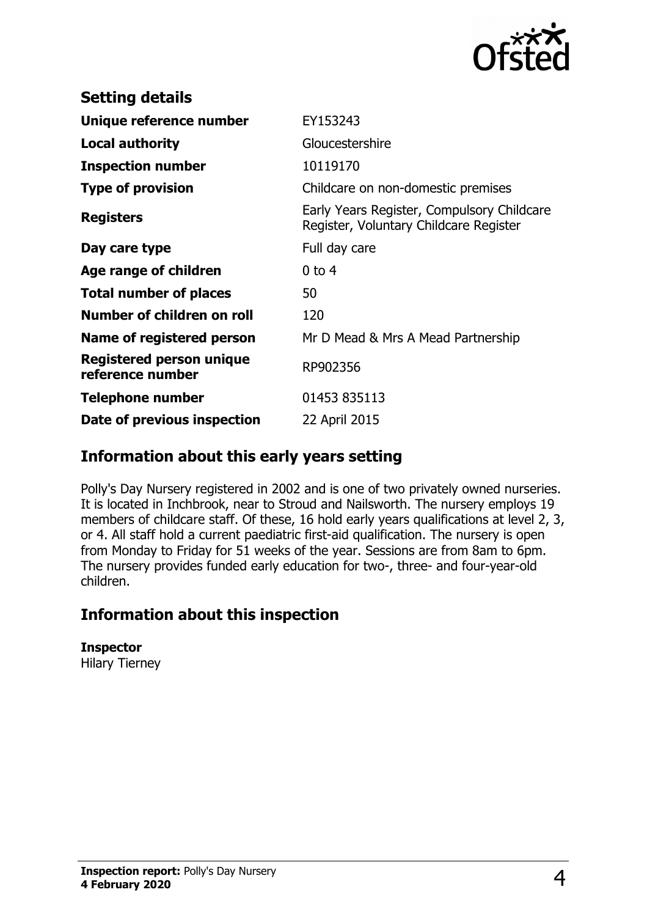## Setting details

| | |
|---|---|
| **Unique reference number** | EY153243 |
| **Local authority** | Gloucestershire |
| **Inspection number** | 10119170 |
| **Type of provision** | Childcare on non-domestic premises |
| **Registers** | Early Years Register, Compulsory Childcare Register, Voluntary Childcare Register |
| **Day care type** | Full day care |
| **Age range of children** | 0 to 4 |
| **Total number of places** | 50 |
| **Number of children on roll** | 120 |
| **Name of registered person** | Mr D Mead & Mrs A Mead Partnership |
| **Registered person unique reference number** | RP902356 |
| **Telephone number** | 01453 835113 |
| **Date of previous inspection** | 22 April 2015 |

## Information about this early years setting

Polly's Day Nursery registered in 2002 and is one of two privately owned nurseries. It is located in Inchbrook, near to Stroud and Nailsworth. The nursery employs 19 members of childcare staff. Of these, 16 hold early years qualifications at level 2, 3, or 4. All staff hold a current paediatric first-aid qualification. The nursery is open from Monday to Friday for 51 weeks of the year. Sessions are from 8am to 6pm. The nursery provides funded early education for two-, three- and four-year-old children.

## Information about this inspection

**Inspector**
Hilary Tierney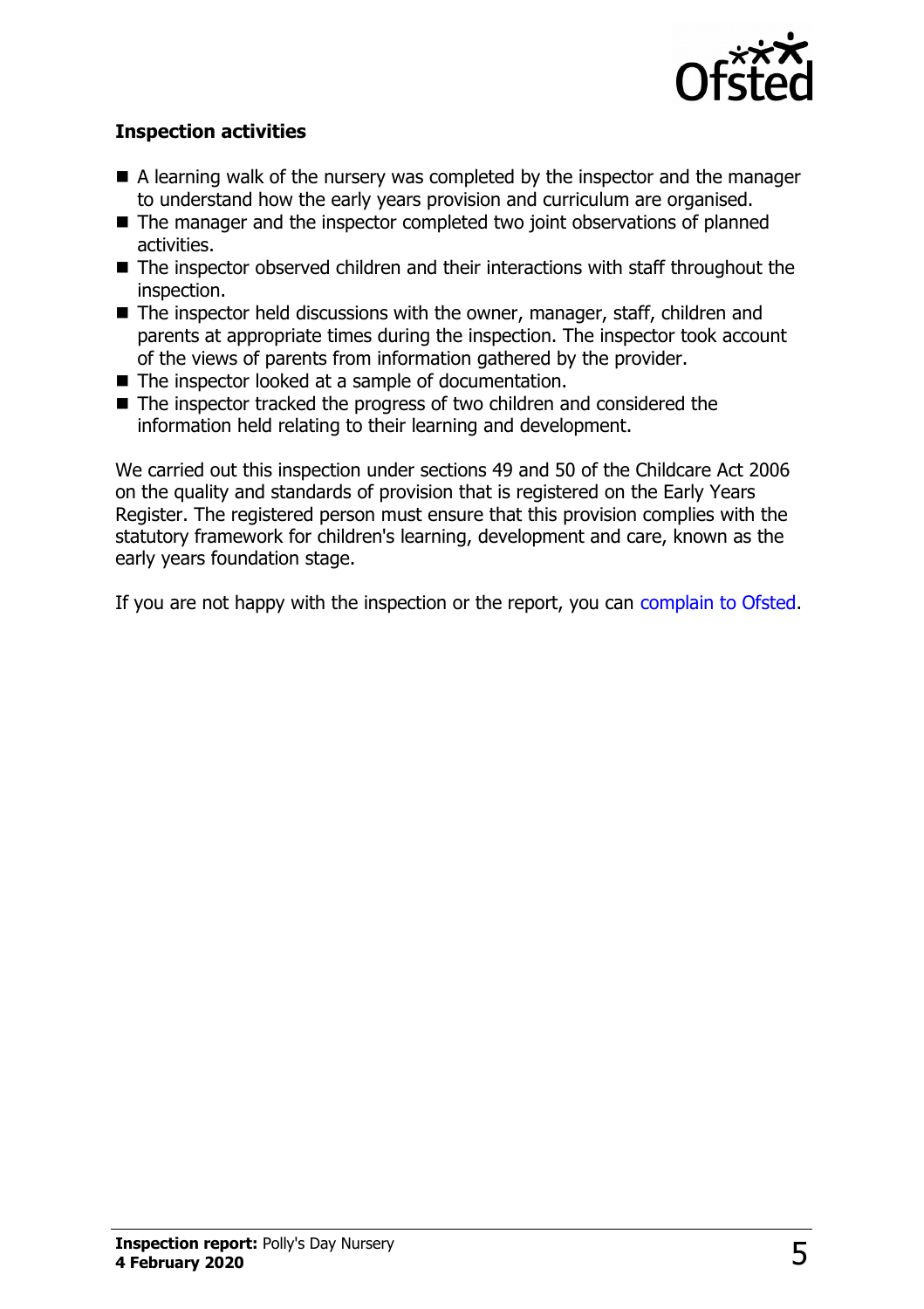### Inspection activities

- A learning walk of the nursery was completed by the inspector and the manager to understand how the early years provision and curriculum are organised.
- The manager and the inspector completed two joint observations of planned activities.
- The inspector observed children and their interactions with staff throughout the inspection.
- The inspector held discussions with the owner, manager, staff, children and parents at appropriate times during the inspection. The inspector took account of the views of parents from information gathered by the provider.
- The inspector looked at a sample of documentation.
- The inspector tracked the progress of two children and considered the information held relating to their learning and development.

We carried out this inspection under sections 49 and 50 of the Childcare Act 2006 on the quality and standards of provision that is registered on the Early Years Register. The registered person must ensure that this provision complies with the statutory framework for children's learning, development and care, known as the early years foundation stage.

If you are not happy with the inspection or the report, you can complain to Ofsted.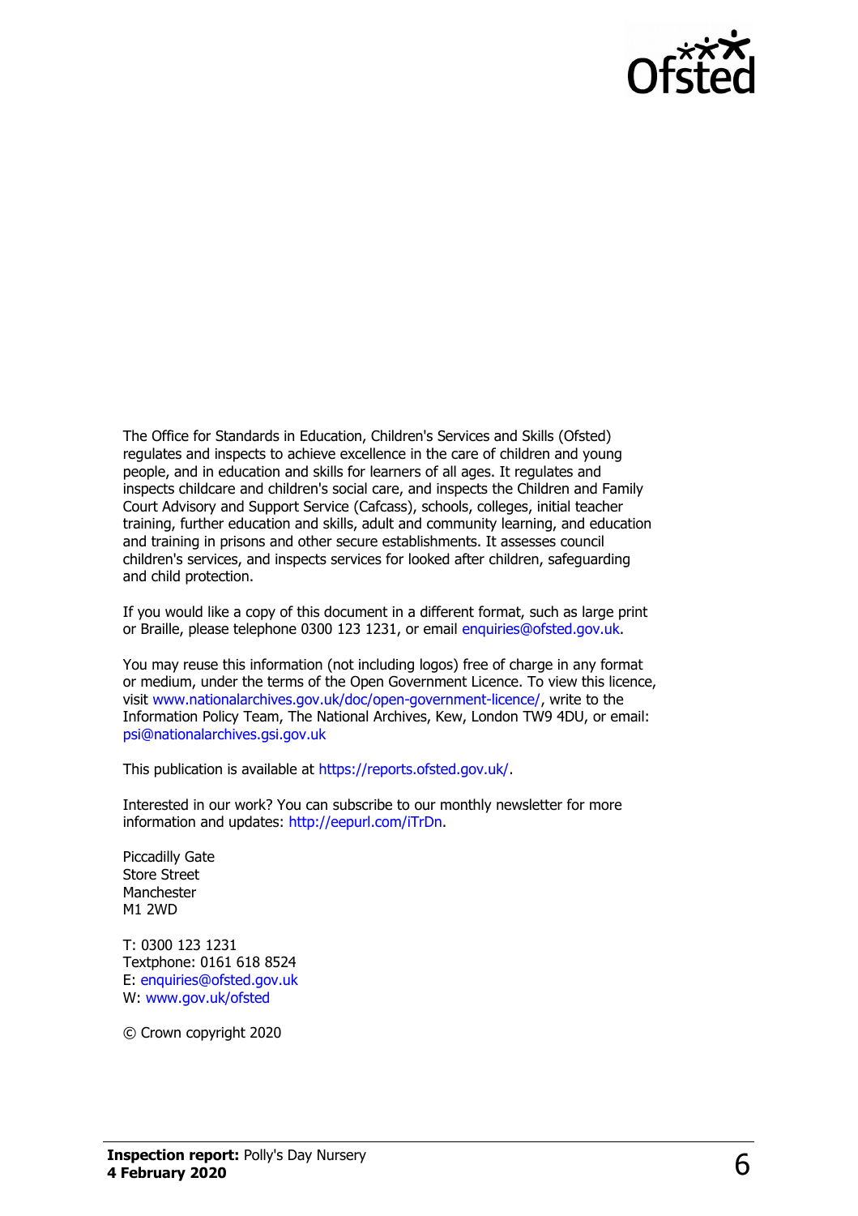The Office for Standards in Education, Children's Services and Skills (Ofsted) regulates and inspects to achieve excellence in the care of children and young people, and in education and skills for learners of all ages. It regulates and inspects childcare and children's social care, and inspects the Children and Family Court Advisory and Support Service (Cafcass), schools, colleges, initial teacher training, further education and skills, adult and community learning, and education and training in prisons and other secure establishments. It assesses council children's services, and inspects services for looked after children, safeguarding and child protection.

If you would like a copy of this document in a different format, such as large print or Braille, please telephone 0300 123 1231, or email enquiries@ofsted.gov.uk.

You may reuse this information (not including logos) free of charge in any format or medium, under the terms of the Open Government Licence. To view this licence, visit www.nationalarchives.gov.uk/doc/open-government-licence/, write to the Information Policy Team, The National Archives, Kew, London TW9 4DU, or email: psi@nationalarchives.gsi.gov.uk

This publication is available at https://reports.ofsted.gov.uk/.

Interested in our work? You can subscribe to our monthly newsletter for more information and updates: http://eepurl.com/iTrDn.

Piccadilly Gate
Store Street
Manchester
M1 2WD

T: 0300 123 1231
Textphone: 0161 618 8524
E: enquiries@ofsted.gov.uk
W: www.gov.uk/ofsted

© Crown copyright 2020